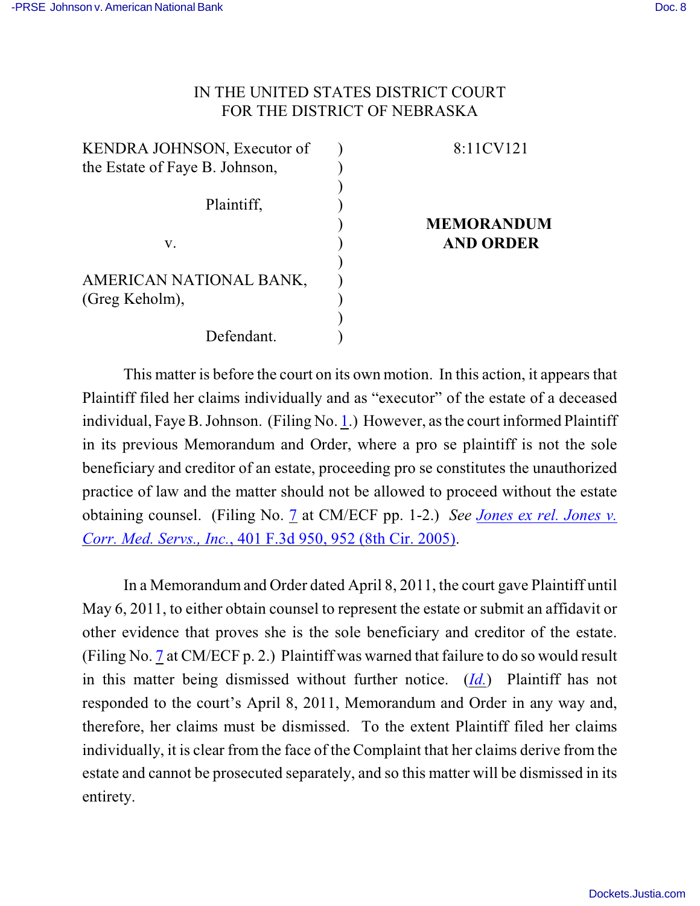IN THE UNITED STATES DISTRICT COURT
FOR THE DISTRICT OF NEBRASKA

| | | |
|---|---|---|
| KENDRA JOHNSON, Executor of the Estate of Faye B. Johnson, | ) | 8:11CV121 |
| Plaintiff, | ) | |
| v. | ) | **MEMORANDUM AND ORDER** |
| AMERICAN NATIONAL BANK, (Greg Keholm), | ) | |
| Defendant. | ) | |

This matter is before the court on its own motion. In this action, it appears that Plaintiff filed her claims individually and as "executor" of the estate of a deceased individual, Faye B. Johnson. (Filing No. 1.) However, as the court informed Plaintiff in its previous Memorandum and Order, where a pro se plaintiff is not the sole beneficiary and creditor of an estate, proceeding pro se constitutes the unauthorized practice of law and the matter should not be allowed to proceed without the estate obtaining counsel. (Filing No. 7 at CM/ECF pp. 1-2.) *See* *Jones ex rel. Jones v. Corr. Med. Servs., Inc.*, 401 F.3d 950, 952 (8th Cir. 2005).

In a Memorandum and Order dated April 8, 2011, the court gave Plaintiff until May 6, 2011, to either obtain counsel to represent the estate or submit an affidavit or other evidence that proves she is the sole beneficiary and creditor of the estate. (Filing No. 7 at CM/ECF p. 2.) Plaintiff was warned that failure to do so would result in this matter being dismissed without further notice. (*Id.*) Plaintiff has not responded to the court's April 8, 2011, Memorandum and Order in any way and, therefore, her claims must be dismissed. To the extent Plaintiff filed her claims individually, it is clear from the face of the Complaint that her claims derive from the estate and cannot be prosecuted separately, and so this matter will be dismissed in its entirety.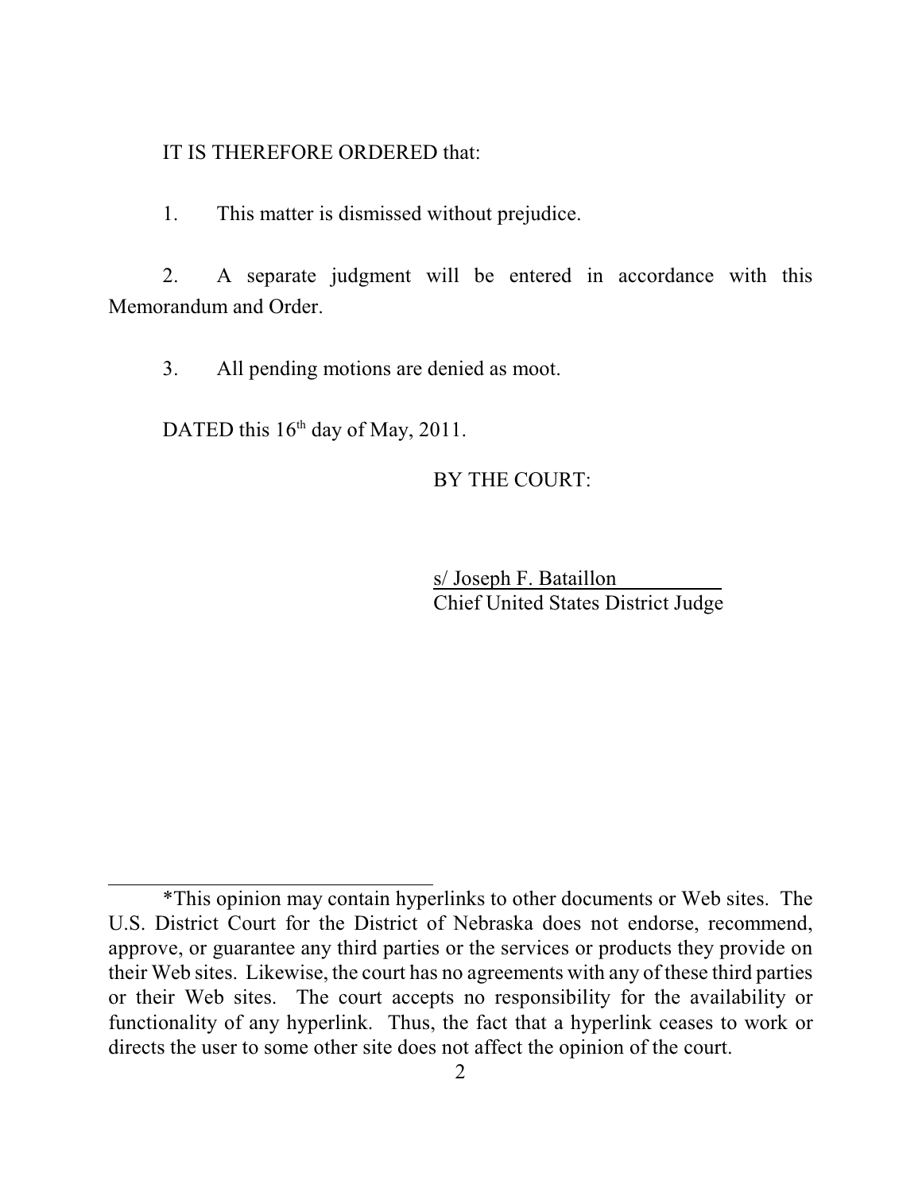IT IS THEREFORE ORDERED that:

1. This matter is dismissed without prejudice.

2. A separate judgment will be entered in accordance with this Memorandum and Order.

3. All pending motions are denied as moot.

DATED this 16th day of May, 2011.

BY THE COURT:

s/ Joseph F. Bataillon
Chief United States District Judge

---

*This opinion may contain hyperlinks to other documents or Web sites. The U.S. District Court for the District of Nebraska does not endorse, recommend, approve, or guarantee any third parties or the services or products they provide on their Web sites. Likewise, the court has no agreements with any of these third parties or their Web sites. The court accepts no responsibility for the availability or functionality of any hyperlink. Thus, the fact that a hyperlink ceases to work or directs the user to some other site does not affect the opinion of the court.